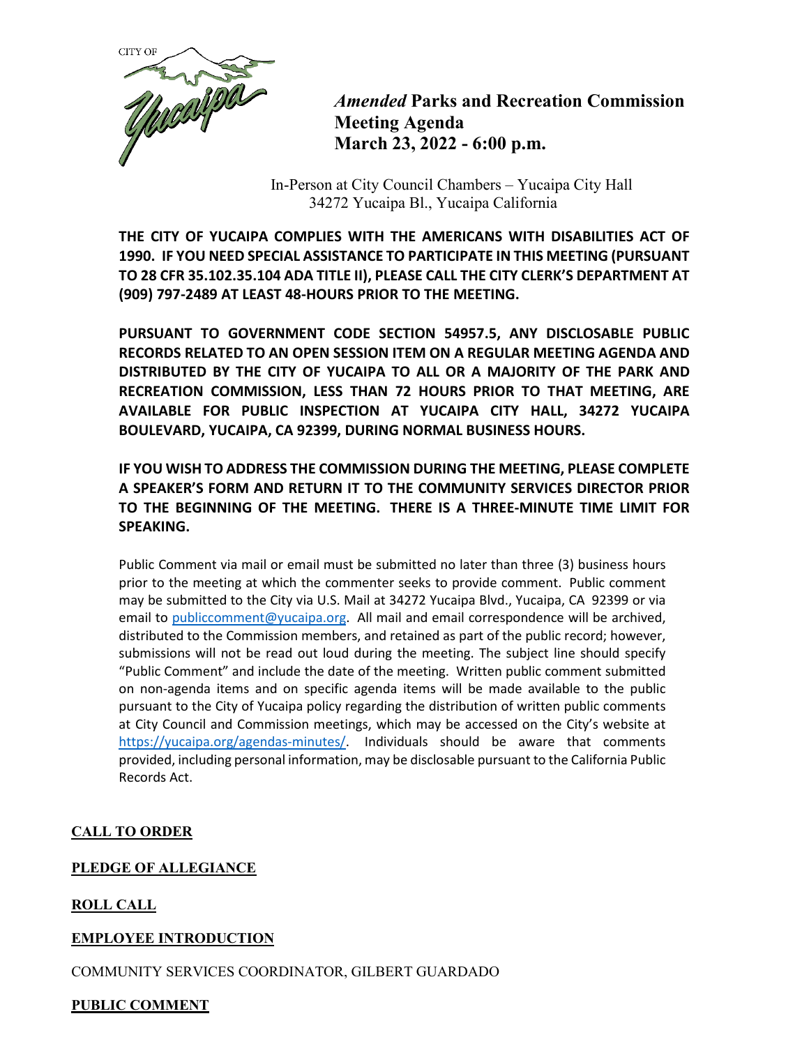CITY OF Yucaipa

# *Amended* Parks and Recreation Commission Meeting Agenda
# March 23, 2022 - 6:00 p.m.

In-Person at City Council Chambers – Yucaipa City Hall
34272 Yucaipa Bl., Yucaipa California

**THE CITY OF YUCAIPA COMPLIES WITH THE AMERICANS WITH DISABILITIES ACT OF 1990. IF YOU NEED SPECIAL ASSISTANCE TO PARTICIPATE IN THIS MEETING (PURSUANT TO 28 CFR 35.102.35.104 ADA TITLE II), PLEASE CALL THE CITY CLERK'S DEPARTMENT AT (909) 797-2489 AT LEAST 48-HOURS PRIOR TO THE MEETING.**

**PURSUANT TO GOVERNMENT CODE SECTION 54957.5, ANY DISCLOSABLE PUBLIC RECORDS RELATED TO AN OPEN SESSION ITEM ON A REGULAR MEETING AGENDA AND DISTRIBUTED BY THE CITY OF YUCAIPA TO ALL OR A MAJORITY OF THE PARK AND RECREATION COMMISSION, LESS THAN 72 HOURS PRIOR TO THAT MEETING, ARE AVAILABLE FOR PUBLIC INSPECTION AT YUCAIPA CITY HALL, 34272 YUCAIPA BOULEVARD, YUCAIPA, CA 92399, DURING NORMAL BUSINESS HOURS.**

**IF YOU WISH TO ADDRESS THE COMMISSION DURING THE MEETING, PLEASE COMPLETE A SPEAKER'S FORM AND RETURN IT TO THE COMMUNITY SERVICES DIRECTOR PRIOR TO THE BEGINNING OF THE MEETING. THERE IS A THREE-MINUTE TIME LIMIT FOR SPEAKING.**

Public Comment via mail or email must be submitted no later than three (3) business hours prior to the meeting at which the commenter seeks to provide comment. Public comment may be submitted to the City via U.S. Mail at 34272 Yucaipa Blvd., Yucaipa, CA 92399 or via email to publiccomment@yucaipa.org. All mail and email correspondence will be archived, distributed to the Commission members, and retained as part of the public record; however, submissions will not be read out loud during the meeting. The subject line should specify "Public Comment" and include the date of the meeting. Written public comment submitted on non-agenda items and on specific agenda items will be made available to the public pursuant to the City of Yucaipa policy regarding the distribution of written public comments at City Council and Commission meetings, which may be accessed on the City's website at https://yucaipa.org/agendas-minutes/. Individuals should be aware that comments provided, including personal information, may be disclosable pursuant to the California Public Records Act.

## CALL TO ORDER

## PLEDGE OF ALLEGIANCE

## ROLL CALL

## EMPLOYEE INTRODUCTION

COMMUNITY SERVICES COORDINATOR, GILBERT GUARDADO

## PUBLIC COMMENT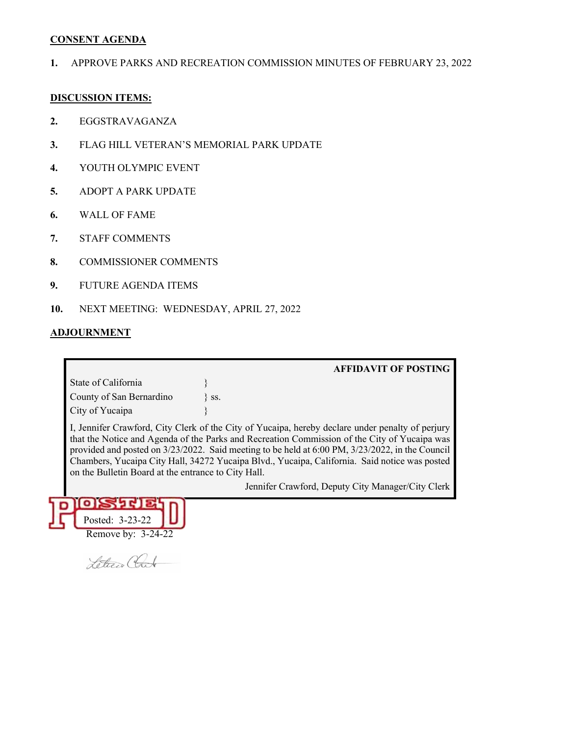**CONSENT AGENDA**

**1.** APPROVE PARKS AND RECREATION COMMISSION MINUTES OF FEBRUARY 23, 2022

**DISCUSSION ITEMS:**

**2.** EGGSTRAVAGANZA

**3.** FLAG HILL VETERAN'S MEMORIAL PARK UPDATE

**4.** YOUTH OLYMPIC EVENT

**5.** ADOPT A PARK UPDATE

**6.** WALL OF FAME

**7.** STAFF COMMENTS

**8.** COMMISSIONER COMMENTS

**9.** FUTURE AGENDA ITEMS

**10.** NEXT MEETING: WEDNESDAY, APRIL 27, 2022

**ADJOURNMENT**

**AFFIDAVIT OF POSTING**

State of California }
County of San Bernardino } ss.
City of Yucaipa }

I, Jennifer Crawford, City Clerk of the City of Yucaipa, hereby declare under penalty of perjury that the Notice and Agenda of the Parks and Recreation Commission of the City of Yucaipa was provided and posted on 3/23/2022. Said meeting to be held at 6:00 PM, 3/23/2022, in the Council Chambers, Yucaipa City Hall, 34272 Yucaipa Blvd., Yucaipa, California. Said notice was posted on the Bulletin Board at the entrance to City Hall.

Jennifer Crawford, Deputy City Manager/City Clerk

POSTED
Posted: 3-23-22
Remove by: 3-24-22